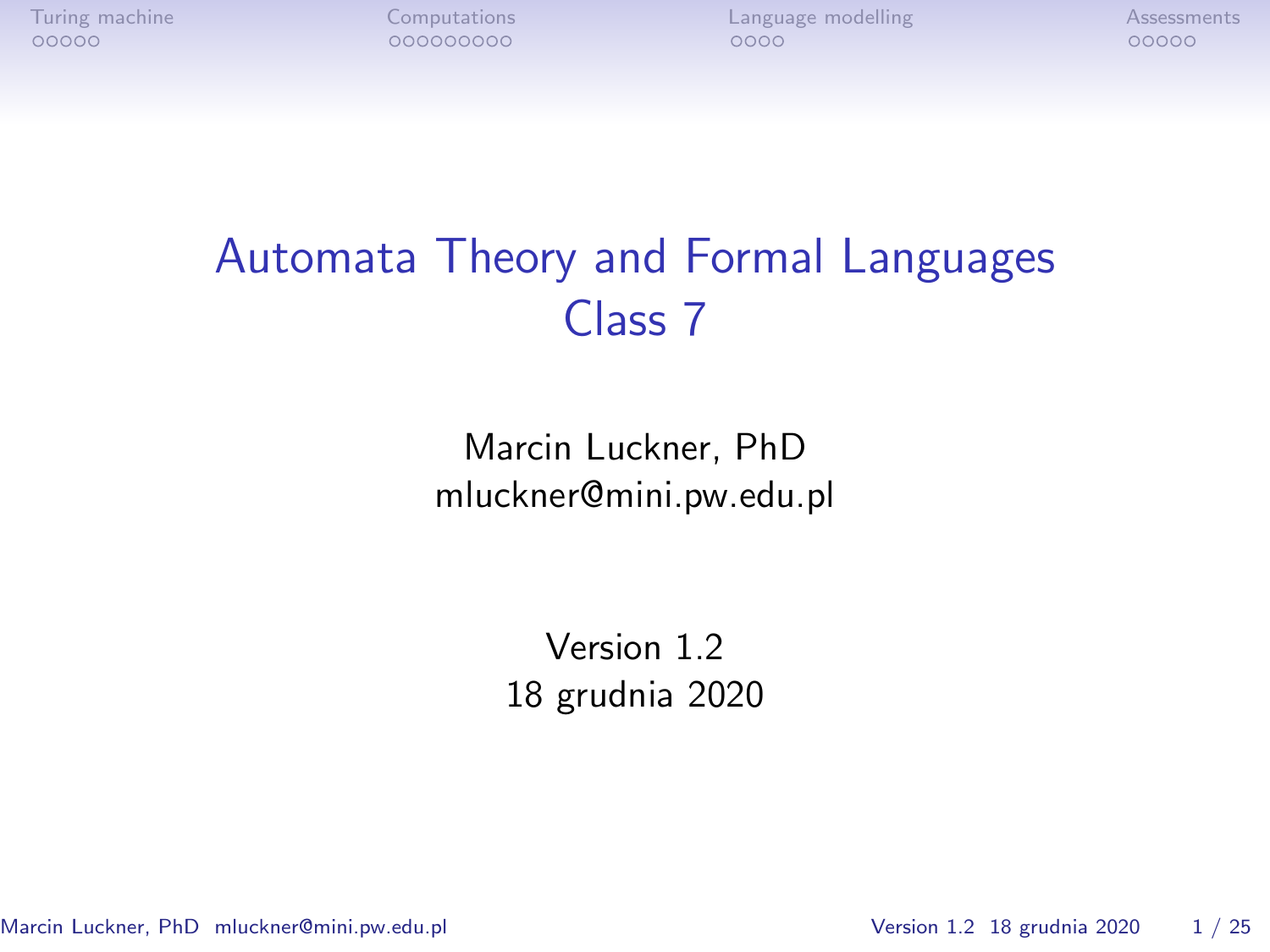# Automata Theory and Formal Languages
## Class 7

Marcin Luckner, PhD
mluckner@mini.pw.edu.pl

Version 1.2
18 grudnia 2020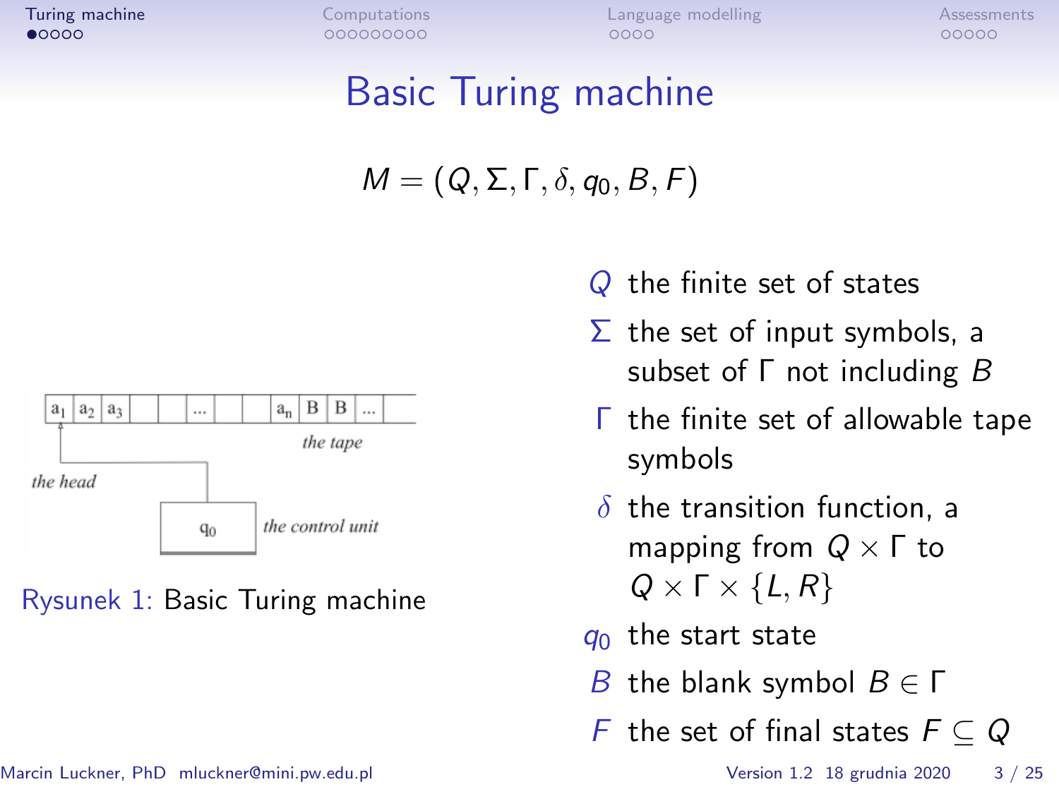# Basic Turing machine

$$M = (Q, \Sigma, \Gamma, \delta, q_0, B, F)$$

Rysunek 1: Basic Turing machine

- $Q$ the finite set of states
- $\Sigma$ the set of input symbols, a subset of $\Gamma$ not including $B$
- $\Gamma$ the finite set of allowable tape symbols
- $\delta$ the transition function, a mapping from $Q \times \Gamma$ to $Q \times \Gamma \times \{L, R\}$
- $q_0$ the start state
- $B$ the blank symbol $B \in \Gamma$
- $F$ the set of final states $F \subseteq Q$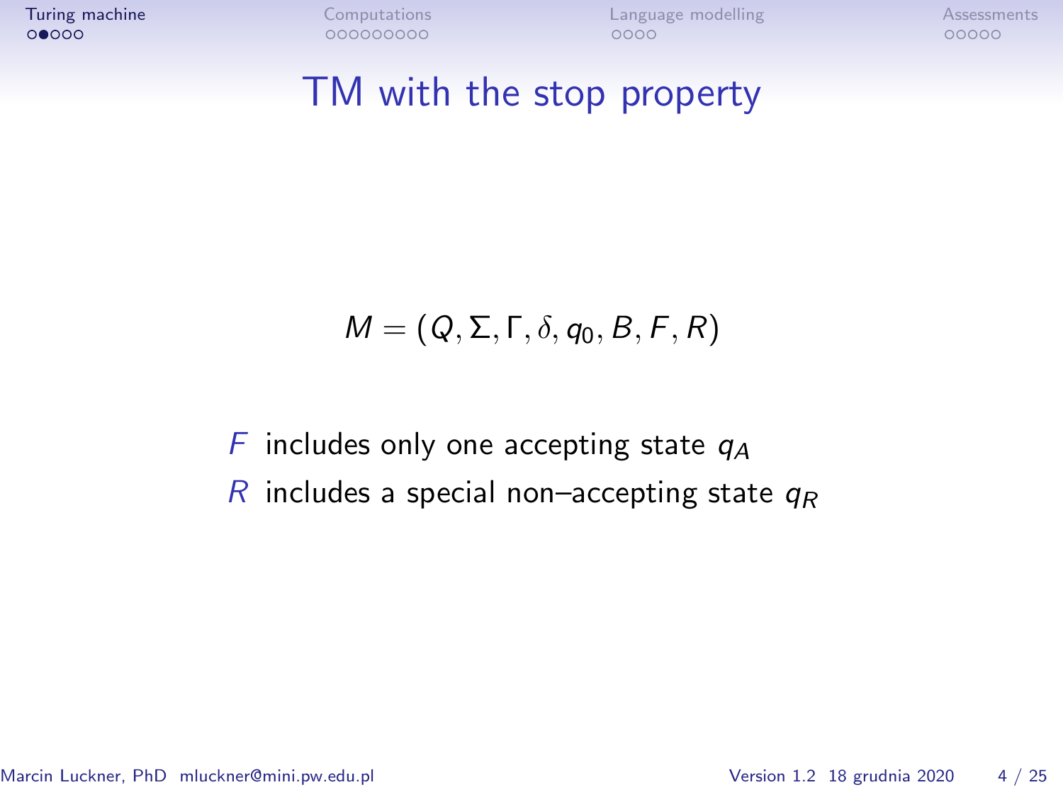# TM with the stop property

$$M = (Q, \Sigma, \Gamma, \delta, q_0, B, F, R)$$

- $F$ includes only one accepting state $q_A$
- $R$ includes a special non–accepting state $q_R$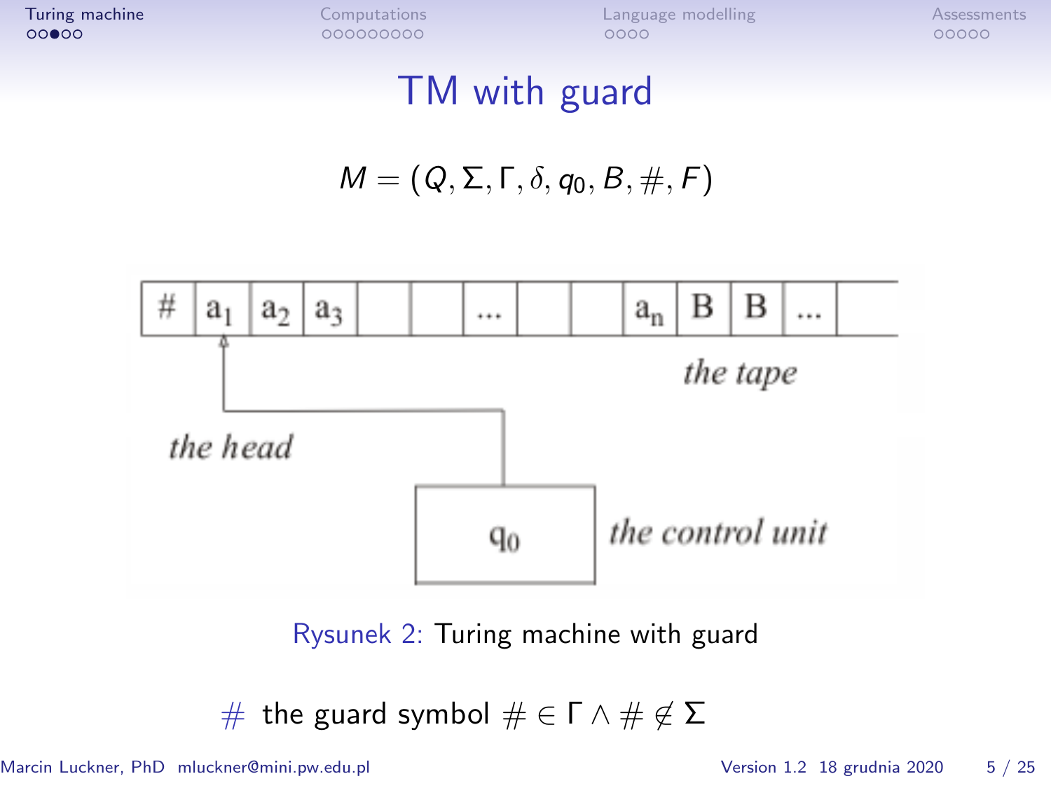# TM with guard

$$M = (Q, \Sigma, \Gamma, \delta, q_0, B, \#, F)$$

Rysunek 2: Turing machine with guard

# the guard symbol $\# \in \Gamma \wedge \# \notin \Sigma$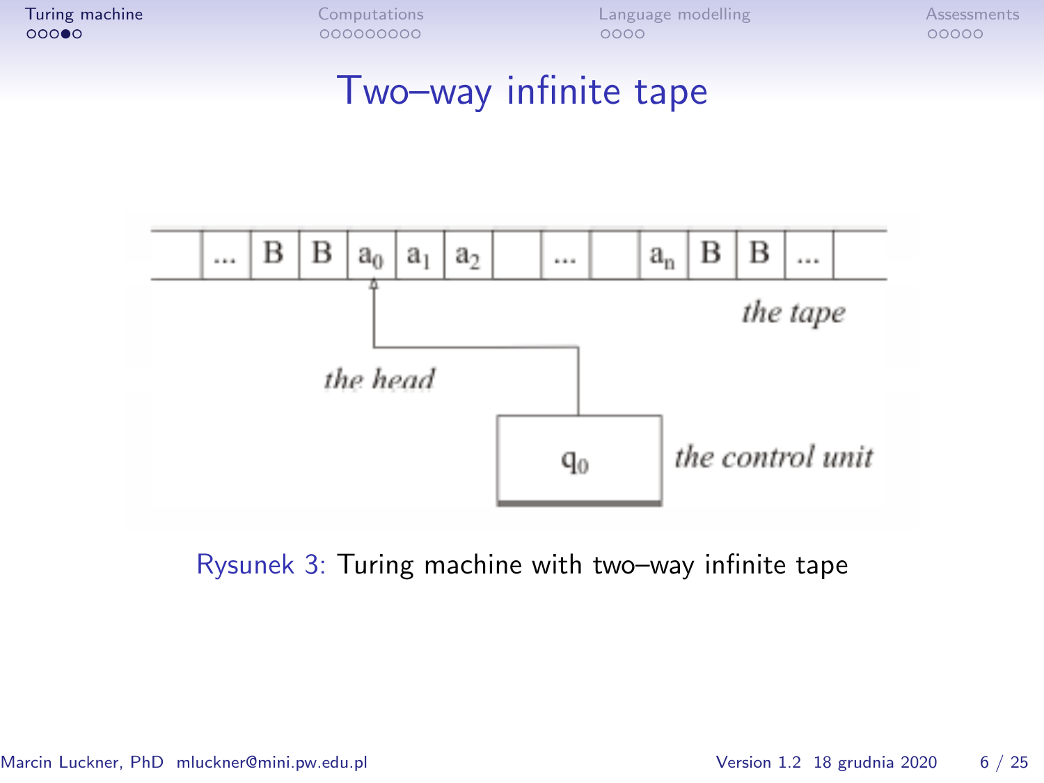# Two–way infinite tape

Rysunek 3: Turing machine with two–way infinite tape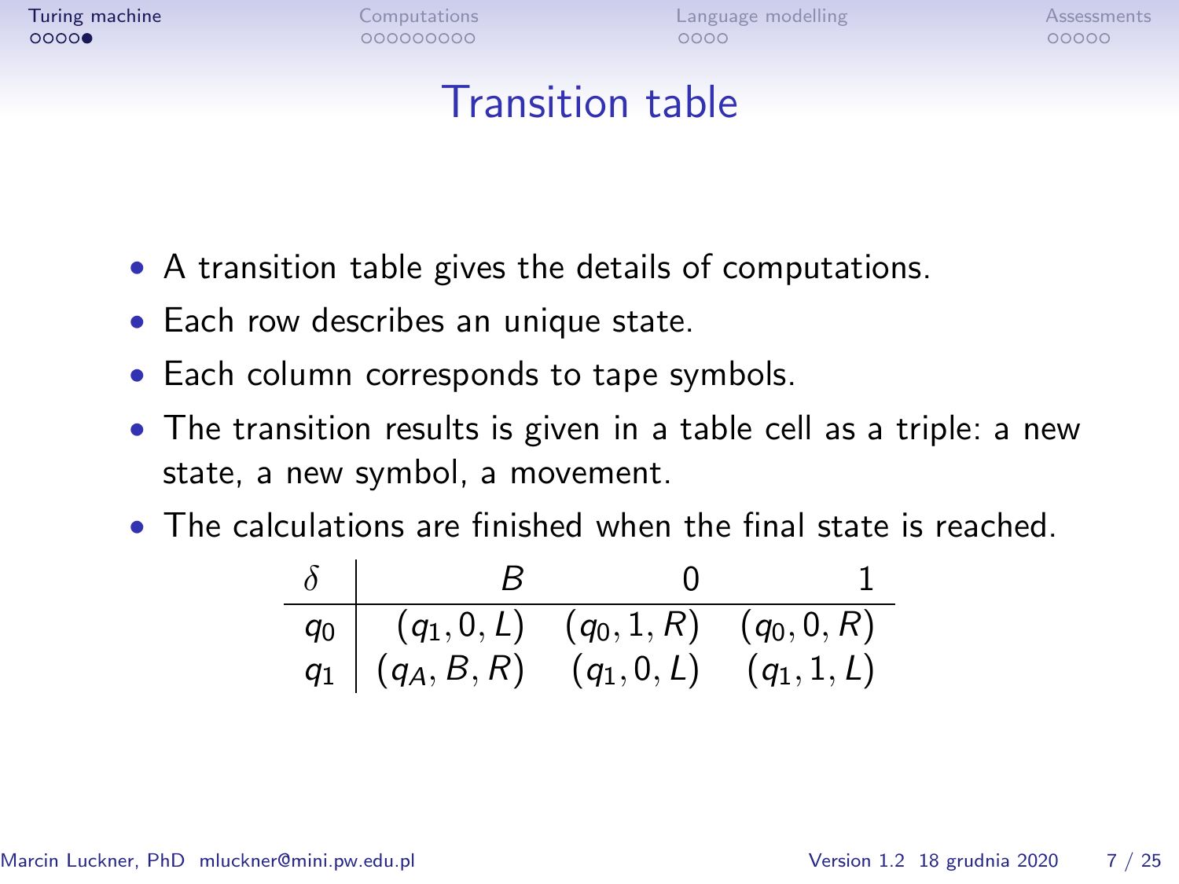# Transition table

- A transition table gives the details of computations.
- Each row describes an unique state.
- Each column corresponds to tape symbols.
- The transition results is given in a table cell as a triple: a new state, a new symbol, a movement.
- The calculations are finished when the final state is reached.

| $\delta$ | $B$ | $0$ | $1$ |
|---|---|---|---|
| $q_0$ | $(q_1, 0, L)$ | $(q_0, 1, R)$ | $(q_0, 0, R)$ |
| $q_1$ | $(q_A, B, R)$ | $(q_1, 0, L)$ | $(q_1, 1, L)$ |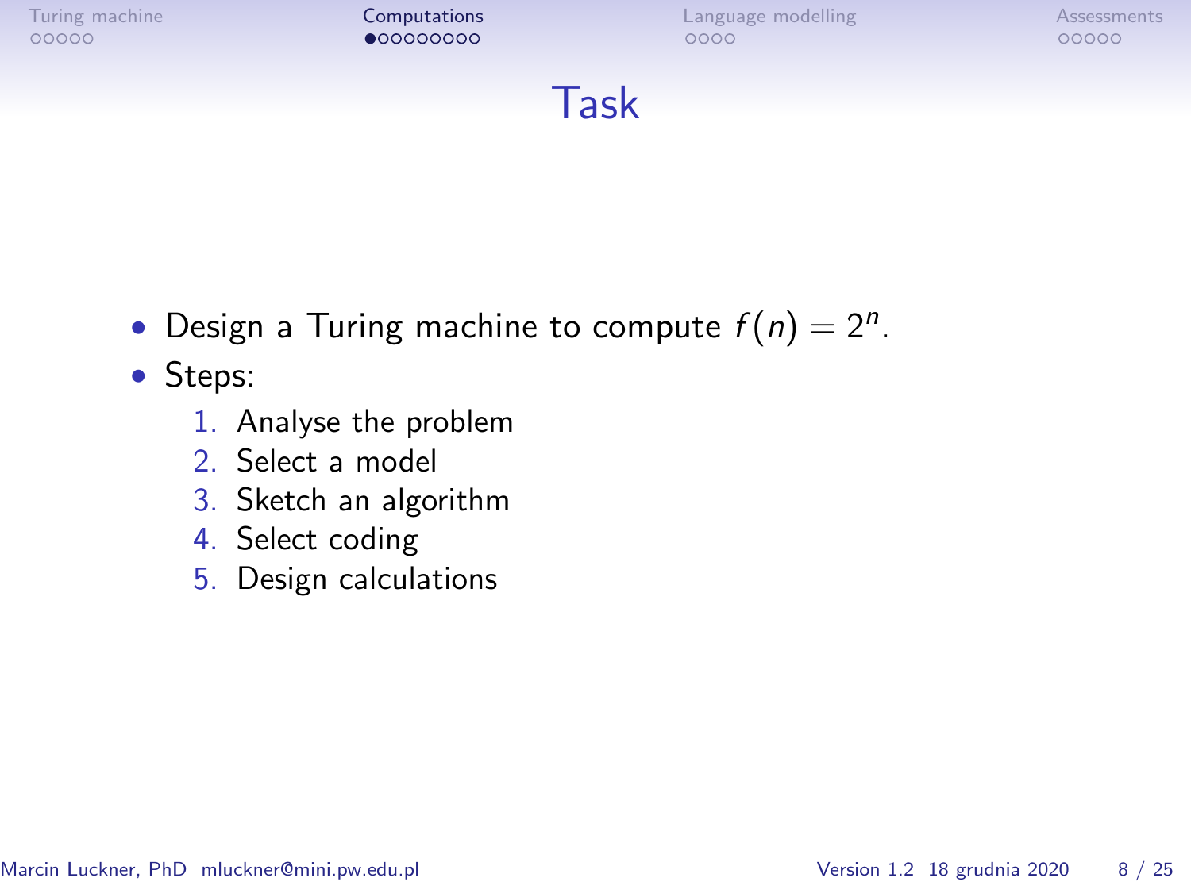# Task

- Design a Turing machine to compute $f(n) = 2^n$.
- Steps:
  1. Analyse the problem
  2. Select a model
  3. Sketch an algorithm
  4. Select coding
  5. Design calculations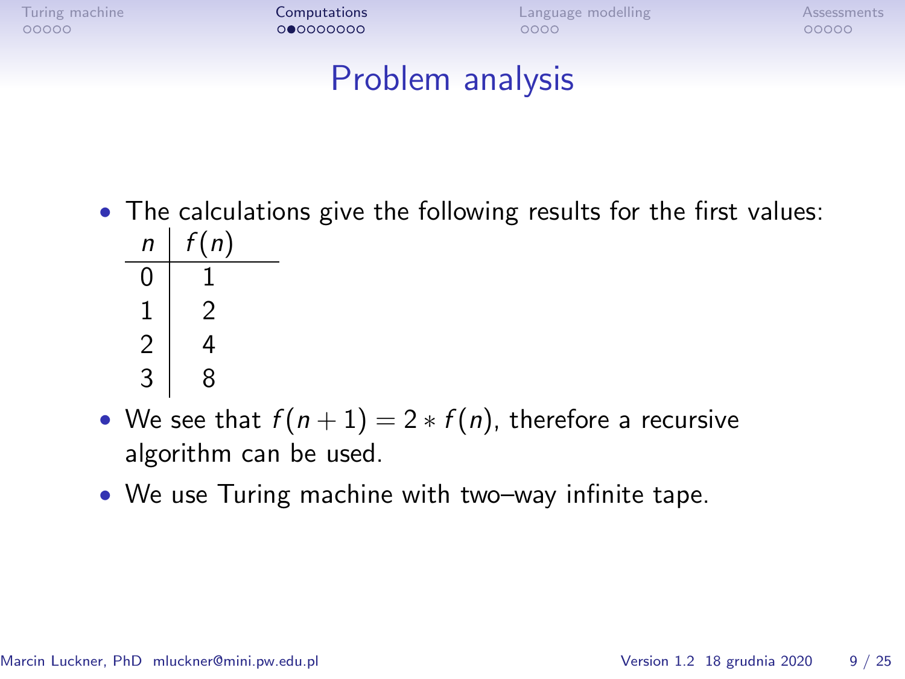# Problem analysis

- The calculations give the following results for the first values:

| $n$ | $f(n)$ |
|---|---|
| 0 | 1 |
| 1 | 2 |
| 2 | 4 |
| 3 | 8 |

- We see that $f(n+1) = 2 * f(n)$, therefore a recursive algorithm can be used.
- We use Turing machine with two–way infinite tape.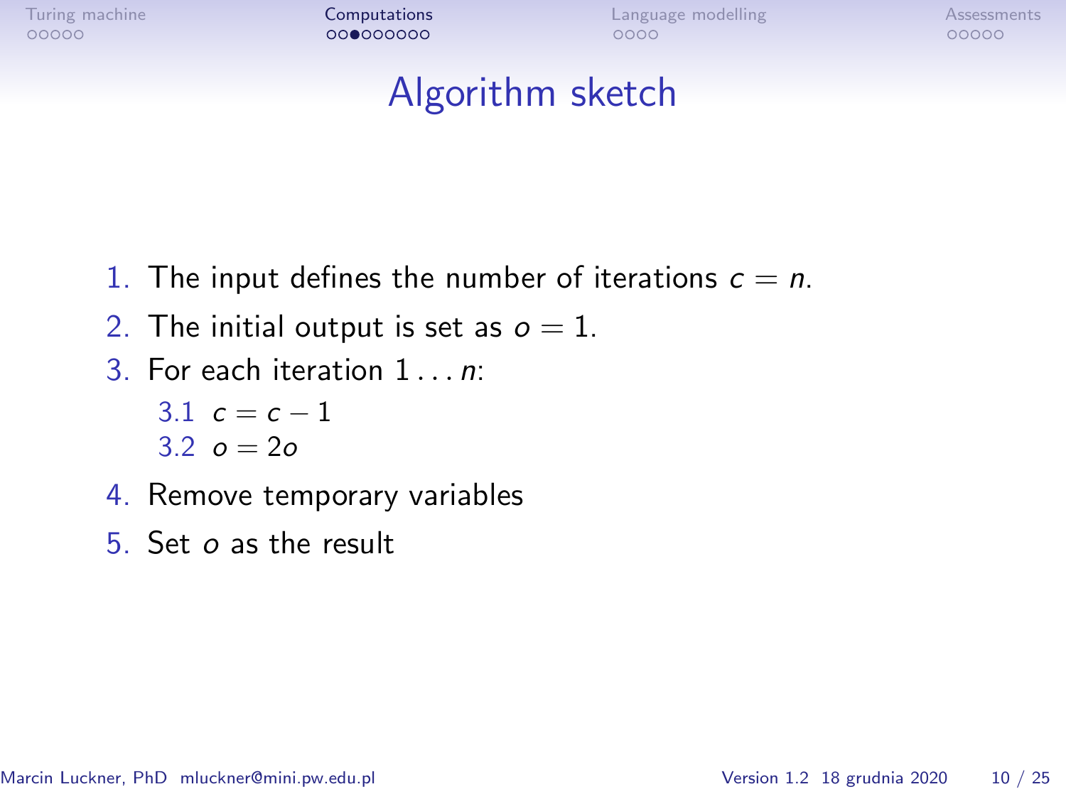# Algorithm sketch

1. The input defines the number of iterations $c = n$.
2. The initial output is set as $o = 1$.
3. For each iteration $1 \ldots n$:
   3.1 $c = c - 1$
   3.2 $o = 2o$
4. Remove temporary variables
5. Set $o$ as the result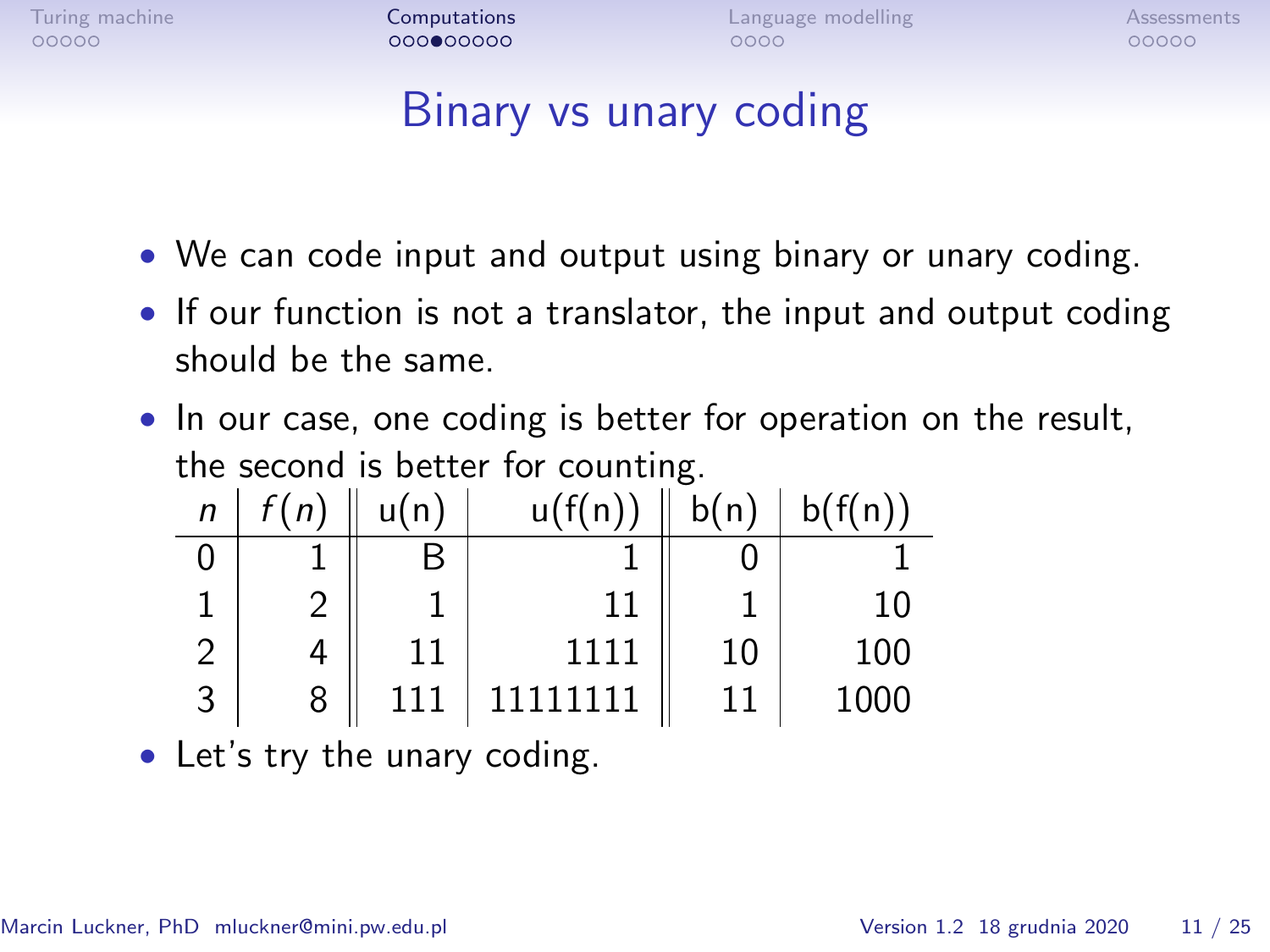# Binary vs unary coding

- We can code input and output using binary or unary coding.
- If our function is not a translator, the input and output coding should be the same.
- In our case, one coding is better for operation on the result, the second is better for counting.

| $n$ | $f(n)$ | u(n) | u(f(n)) | b(n) | b(f(n)) |
|---|---|---|---|---|---|
| 0 | 1 | B | 1 | 0 | 1 |
| 1 | 2 | 1 | 11 | 1 | 10 |
| 2 | 4 | 11 | 1111 | 10 | 100 |
| 3 | 8 | 111 | 11111111 | 11 | 1000 |

- Let's try the unary coding.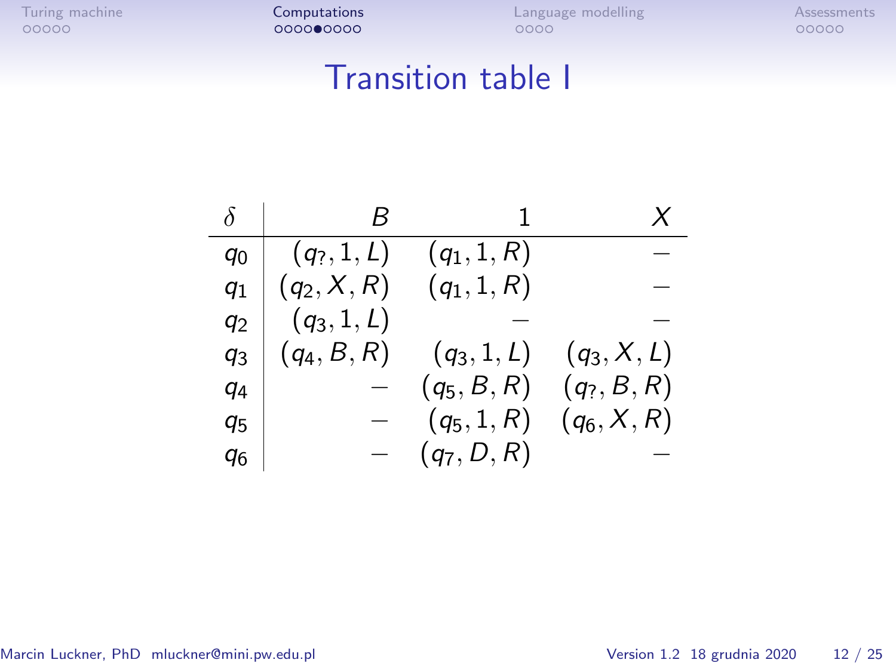# Transition table I

| $\delta$ | $B$ | $1$ | $X$ |
|---|---|---|---|
| $q_0$ | $(q_?, 1, L)$ | $(q_1, 1, R)$ | $-$ |
| $q_1$ | $(q_2, X, R)$ | $(q_1, 1, R)$ | $-$ |
| $q_2$ | $(q_3, 1, L)$ | $-$ | $-$ |
| $q_3$ | $(q_4, B, R)$ | $(q_3, 1, L)$ | $(q_3, X, L)$ |
| $q_4$ | $-$ | $(q_5, B, R)$ | $(q_?, B, R)$ |
| $q_5$ | $-$ | $(q_5, 1, R)$ | $(q_6, X, R)$ |
| $q_6$ | $-$ | $(q_7, D, R)$ | $-$ |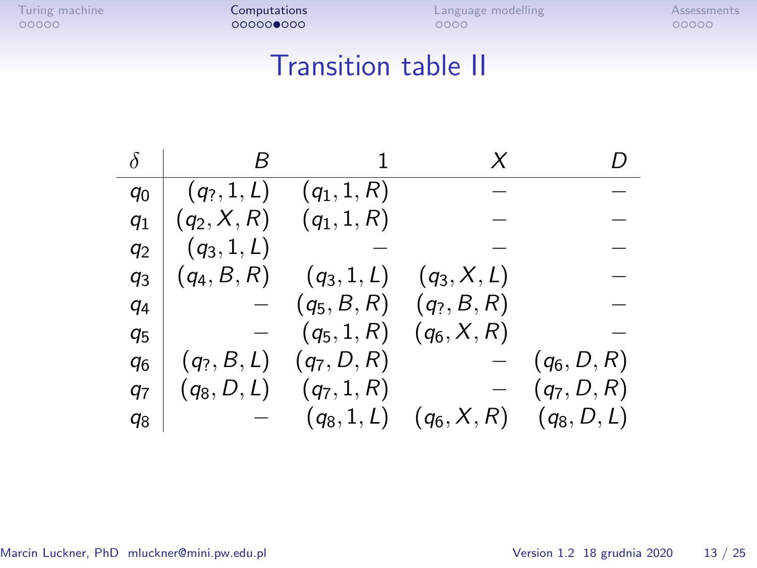# Transition table II

| $\delta$ | $B$ | $1$ | $X$ | $D$ |
|---|---|---|---|---|
| $q_0$ | $(q_?, 1, L)$ | $(q_1, 1, R)$ | $-$ | $-$ |
| $q_1$ | $(q_2, X, R)$ | $(q_1, 1, R)$ | $-$ | $-$ |
| $q_2$ | $(q_3, 1, L)$ | $-$ | $-$ | $-$ |
| $q_3$ | $(q_4, B, R)$ | $(q_3, 1, L)$ | $(q_3, X, L)$ | $-$ |
| $q_4$ | $-$ | $(q_5, B, R)$ | $(q_?, B, R)$ | $-$ |
| $q_5$ | $-$ | $(q_5, 1, R)$ | $(q_6, X, R)$ | $-$ |
| $q_6$ | $(q_?, B, L)$ | $(q_7, D, R)$ | $-$ | $(q_6, D, R)$ |
| $q_7$ | $(q_8, D, L)$ | $(q_7, 1, R)$ | $-$ | $(q_7, D, R)$ |
| $q_8$ | $-$ | $(q_8, 1, L)$ | $(q_6, X, R)$ | $(q_8, D, L)$ |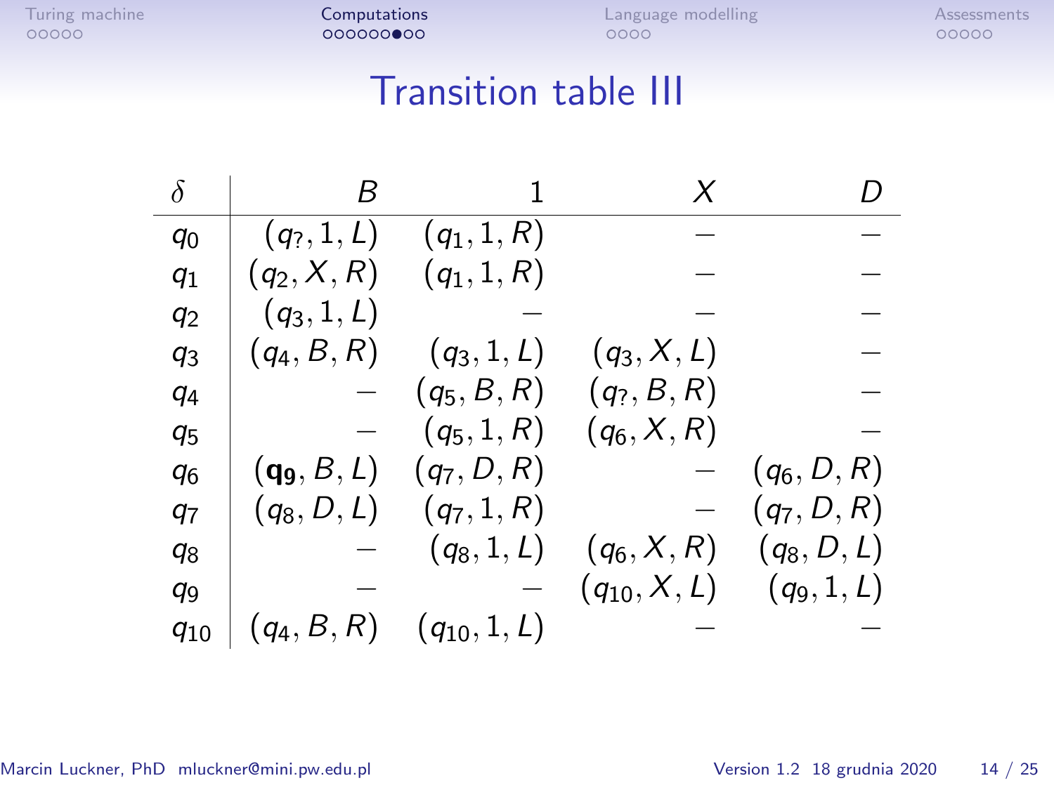# Transition table III

| $\delta$ | $B$ | $1$ | $X$ | $D$ |
|---|---|---|---|---|
| $q_0$ | $(q_?, 1, L)$ | $(q_1, 1, R)$ | — | — |
| $q_1$ | $(q_2, X, R)$ | $(q_1, 1, R)$ | — | — |
| $q_2$ | $(q_3, 1, L)$ | — | — | — |
| $q_3$ | $(q_4, B, R)$ | $(q_3, 1, L)$ | $(q_3, X, L)$ | — |
| $q_4$ | — | $(q_5, B, R)$ | $(q_?, B, R)$ | — |
| $q_5$ | — | $(q_5, 1, R)$ | $(q_6, X, R)$ | — |
| $q_6$ | $(\mathbf{q_9}, B, L)$ | $(q_7, D, R)$ | — | $(q_6, D, R)$ |
| $q_7$ | $(q_8, D, L)$ | $(q_7, 1, R)$ | — | $(q_7, D, R)$ |
| $q_8$ | — | $(q_8, 1, L)$ | $(q_6, X, R)$ | $(q_8, D, L)$ |
| $q_9$ | — | — | $(q_{10}, X, L)$ | $(q_9, 1, L)$ |
| $q_{10}$ | $(q_4, B, R)$ | $(q_{10}, 1, L)$ | — | — |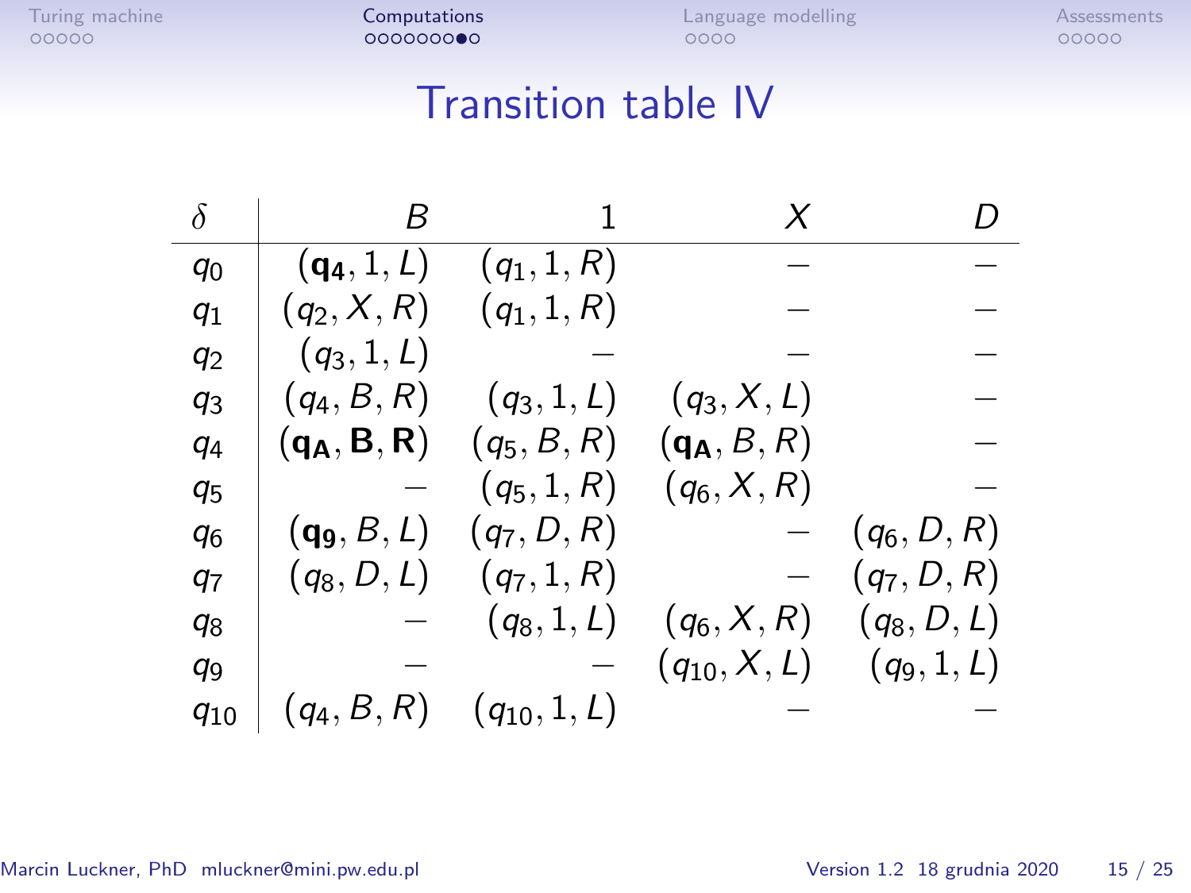# Transition table IV

| $\delta$ | $B$ | $1$ | $X$ | $D$ |
|---|---|---|---|---|
| $q_0$ | $(\mathbf{q_4}, 1, L)$ | $(q_1, 1, R)$ | — | — |
| $q_1$ | $(q_2, X, R)$ | $(q_1, 1, R)$ | — | — |
| $q_2$ | $(q_3, 1, L)$ | — | — | — |
| $q_3$ | $(q_4, B, R)$ | $(q_3, 1, L)$ | $(q_3, X, L)$ | — |
| $q_4$ | $(\mathbf{q_A}, \mathbf{B}, \mathbf{R})$ | $(q_5, B, R)$ | $(\mathbf{q_A}, B, R)$ | — |
| $q_5$ | — | $(q_5, 1, R)$ | $(q_6, X, R)$ | — |
| $q_6$ | $(\mathbf{q_9}, B, L)$ | $(q_7, D, R)$ | — | $(q_6, D, R)$ |
| $q_7$ | $(q_8, D, L)$ | $(q_7, 1, R)$ | — | $(q_7, D, R)$ |
| $q_8$ | — | $(q_8, 1, L)$ | $(q_6, X, R)$ | $(q_8, D, L)$ |
| $q_9$ | — | — | $(q_{10}, X, L)$ | $(q_9, 1, L)$ |
| $q_{10}$ | $(q_4, B, R)$ | $(q_{10}, 1, L)$ | — | — |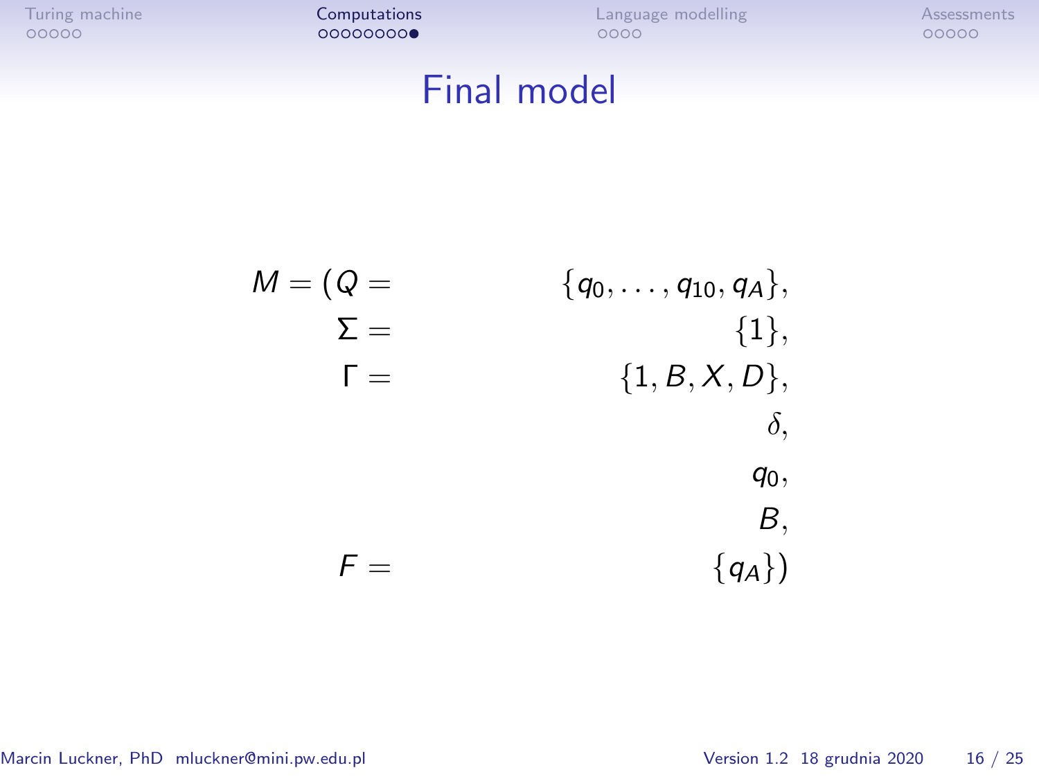# Final model

$$
\begin{aligned}
M = (Q = & \quad \{q_0, \ldots, q_{10}, q_A\}, \\
\Sigma = & \quad \{1\}, \\
\Gamma = & \quad \{1, B, X, D\}, \\
& \quad \delta, \\
& \quad q_0, \\
& \quad B, \\
F = & \quad \{q_A\})
\end{aligned}
$$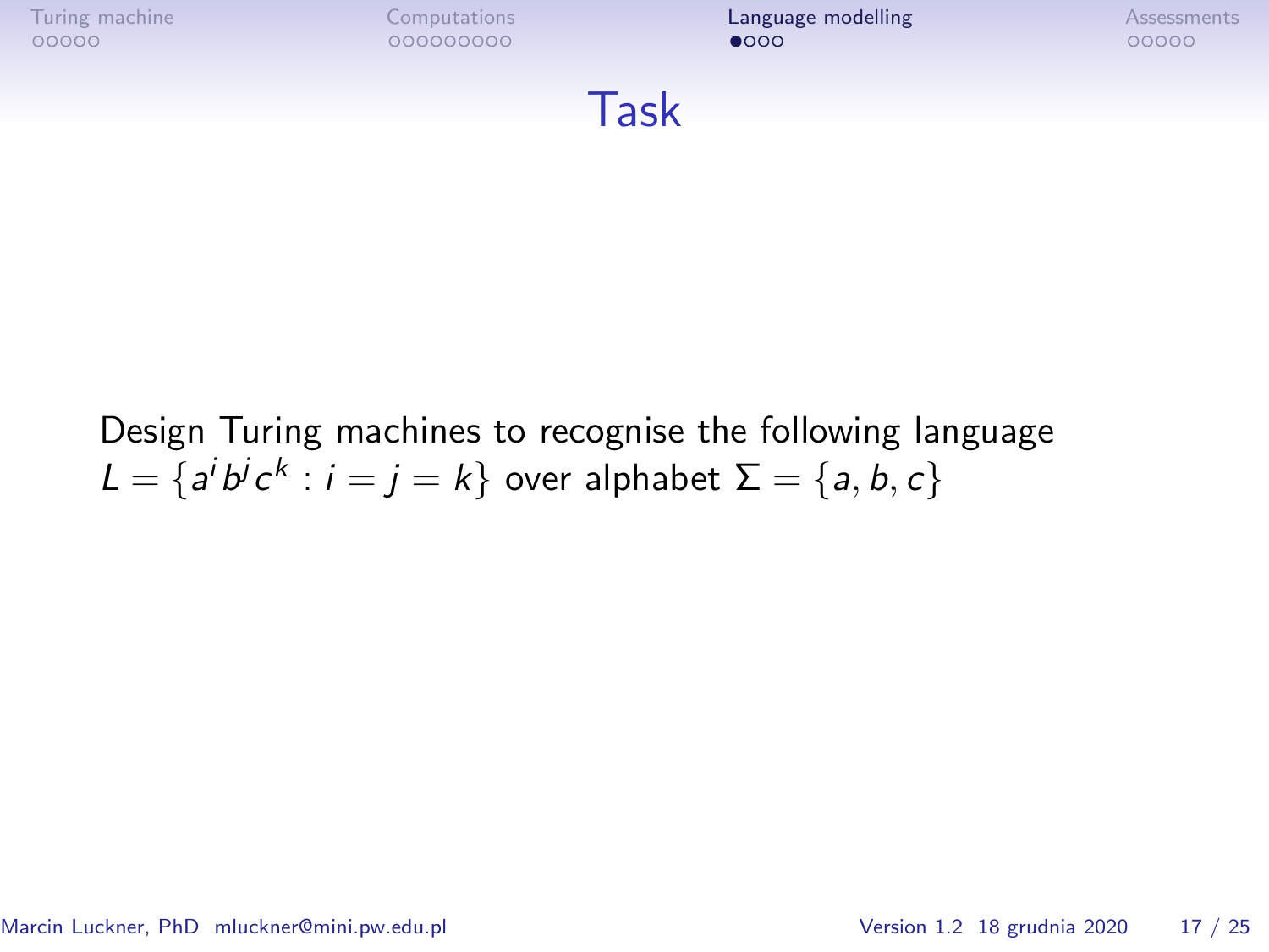# Task

Design Turing machines to recognise the following language $L = \{a^i b^j c^k : i = j = k\}$ over alphabet $\Sigma = \{a, b, c\}$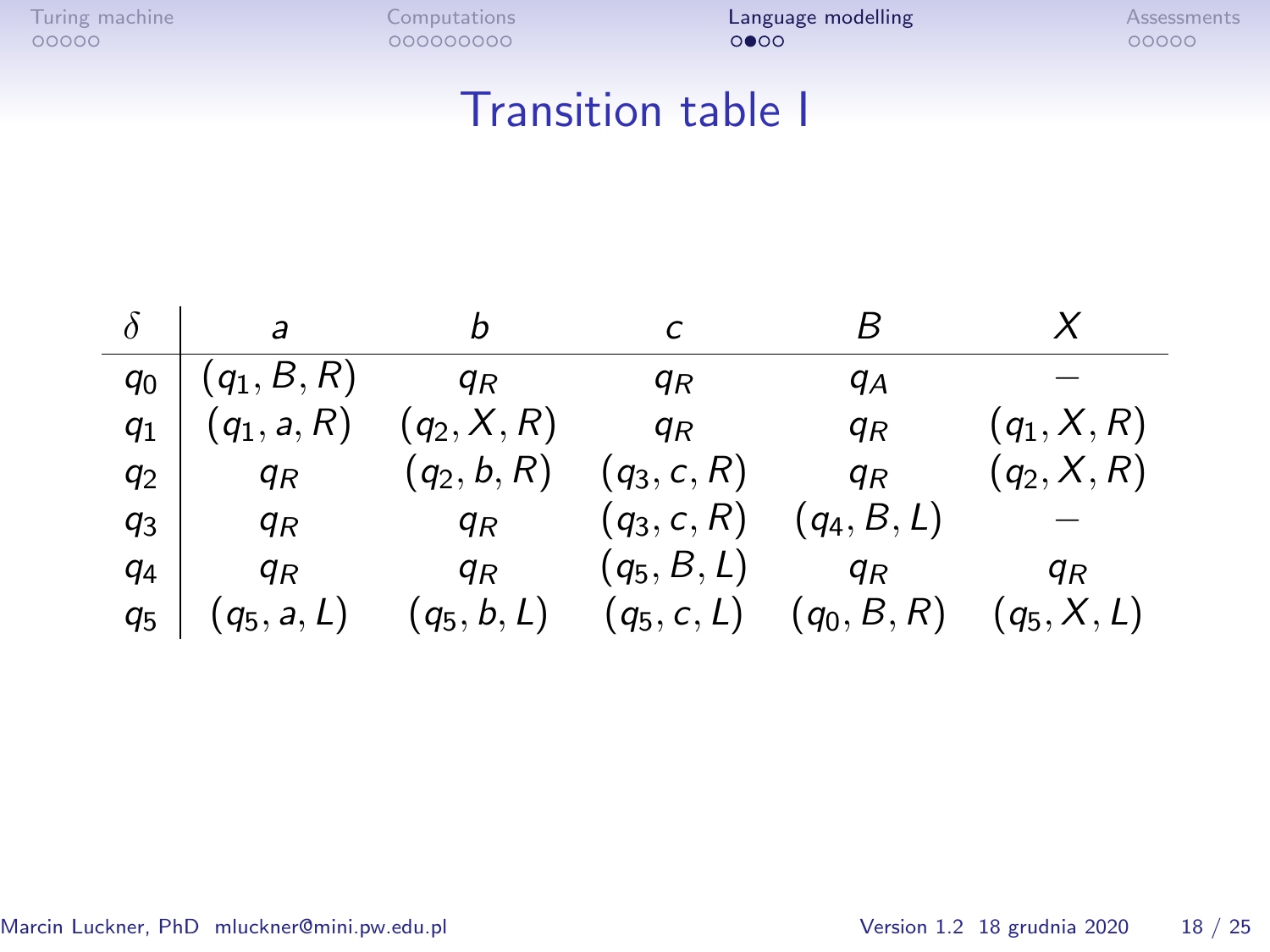# Transition table I

| $\delta$ | $a$ | $b$ | $c$ | $B$ | $X$ |
|---|---|---|---|---|---|
| $q_0$ | $(q_1, B, R)$ | $q_R$ | $q_R$ | $q_A$ | — |
| $q_1$ | $(q_1, a, R)$ | $(q_2, X, R)$ | $q_R$ | $q_R$ | $(q_1, X, R)$ |
| $q_2$ | $q_R$ | $(q_2, b, R)$ | $(q_3, c, R)$ | $q_R$ | $(q_2, X, R)$ |
| $q_3$ | $q_R$ | $q_R$ | $(q_3, c, R)$ | $(q_4, B, L)$ | — |
| $q_4$ | $q_R$ | $q_R$ | $(q_5, B, L)$ | $q_R$ | $q_R$ |
| $q_5$ | $(q_5, a, L)$ | $(q_5, b, L)$ | $(q_5, c, L)$ | $(q_0, B, R)$ | $(q_5, X, L)$ |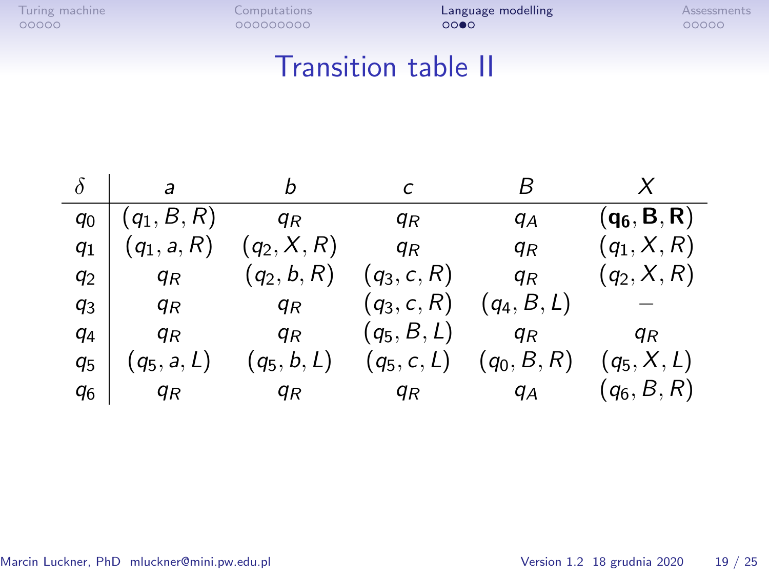# Transition table II

| $\delta$ | $a$ | $b$ | $c$ | $B$ | $X$ |
|---|---|---|---|---|---|
| $q_0$ | $(q_1, B, R)$ | $q_R$ | $q_R$ | $q_A$ | $(\mathbf{q_6}, \mathbf{B}, \mathbf{R})$ |
| $q_1$ | $(q_1, a, R)$ | $(q_2, X, R)$ | $q_R$ | $q_R$ | $(q_1, X, R)$ |
| $q_2$ | $q_R$ | $(q_2, b, R)$ | $(q_3, c, R)$ | $q_R$ | $(q_2, X, R)$ |
| $q_3$ | $q_R$ | $q_R$ | $(q_3, c, R)$ | $(q_4, B, L)$ | $-$ |
| $q_4$ | $q_R$ | $q_R$ | $(q_5, B, L)$ | $q_R$ | $q_R$ |
| $q_5$ | $(q_5, a, L)$ | $(q_5, b, L)$ | $(q_5, c, L)$ | $(q_0, B, R)$ | $(q_5, X, L)$ |
| $q_6$ | $q_R$ | $q_R$ | $q_R$ | $q_A$ | $(q_6, B, R)$ |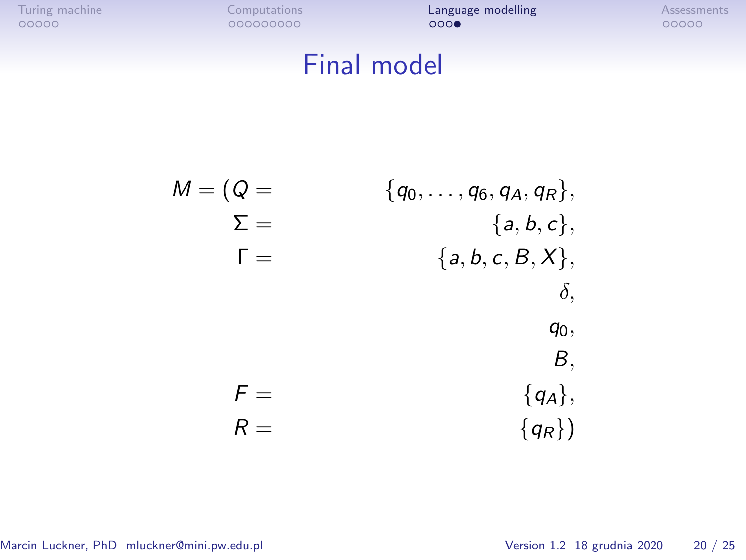# Final model

$$
\begin{aligned}
M = (Q = & \quad \{q_0, \ldots, q_6, q_A, q_R\}, \\
\Sigma = & \quad \{a, b, c\}, \\
\Gamma = & \quad \{a, b, c, B, X\}, \\
& \quad \delta, \\
& \quad q_0, \\
& \quad B, \\
F = & \quad \{q_A\}, \\
R = & \quad \{q_R\})
\end{aligned}
$$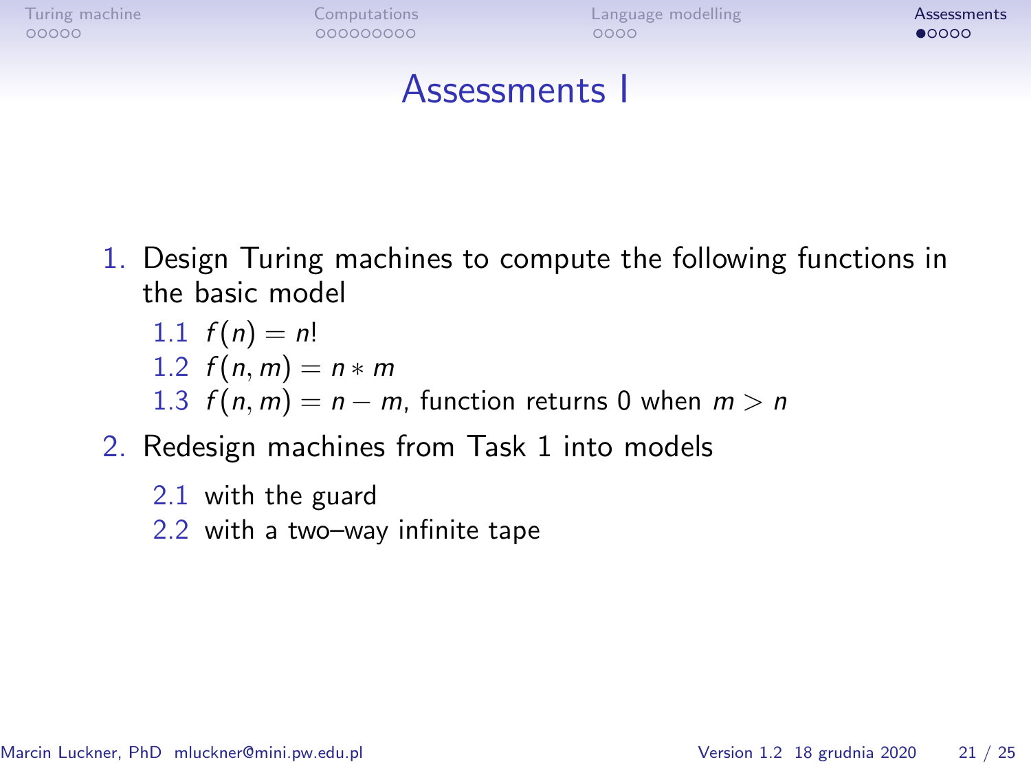# Assessments I

1. Design Turing machines to compute the following functions in the basic model
   1. $f(n) = n!$
   2. $f(n, m) = n * m$
   3. $f(n, m) = n - m$, function returns 0 when $m > n$
2. Redesign machines from Task 1 into models
   1. with the guard
   2. with a two–way infinite tape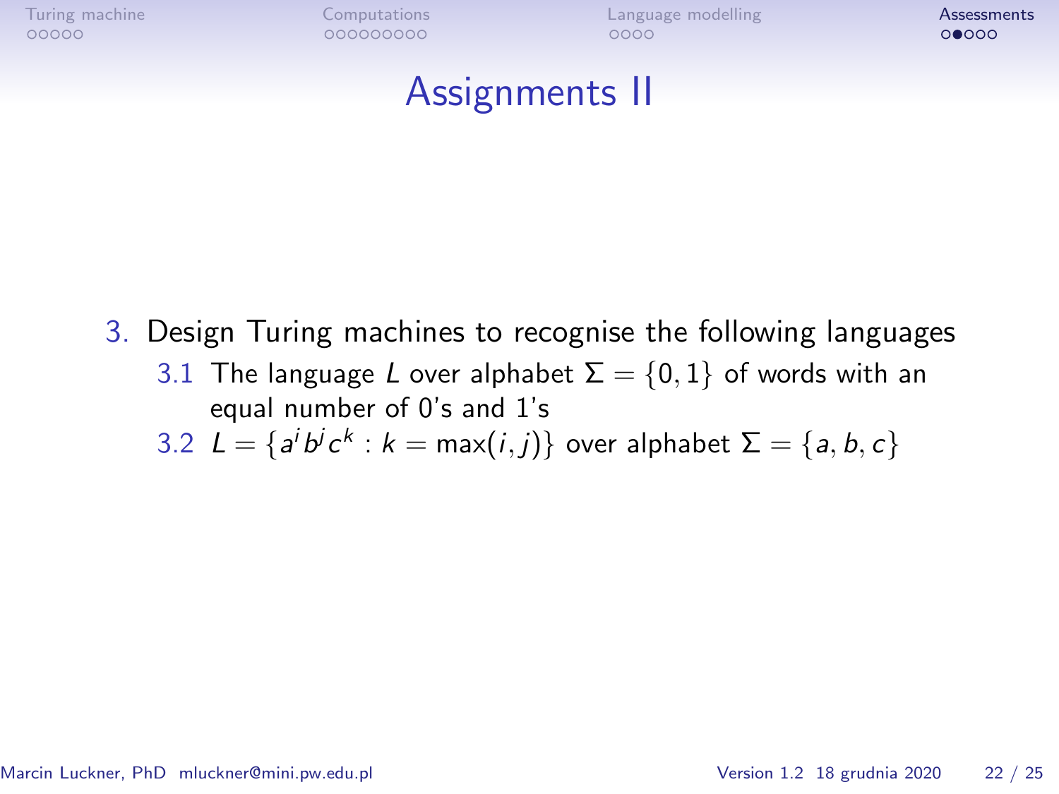# Assignments II

3. Design Turing machines to recognise the following languages
    3.1 The language $L$ over alphabet $\Sigma = \{0, 1\}$ of words with an equal number of 0's and 1's
    3.2 $L = \{a^i b^j c^k : k = \max(i, j)\}$ over alphabet $\Sigma = \{a, b, c\}$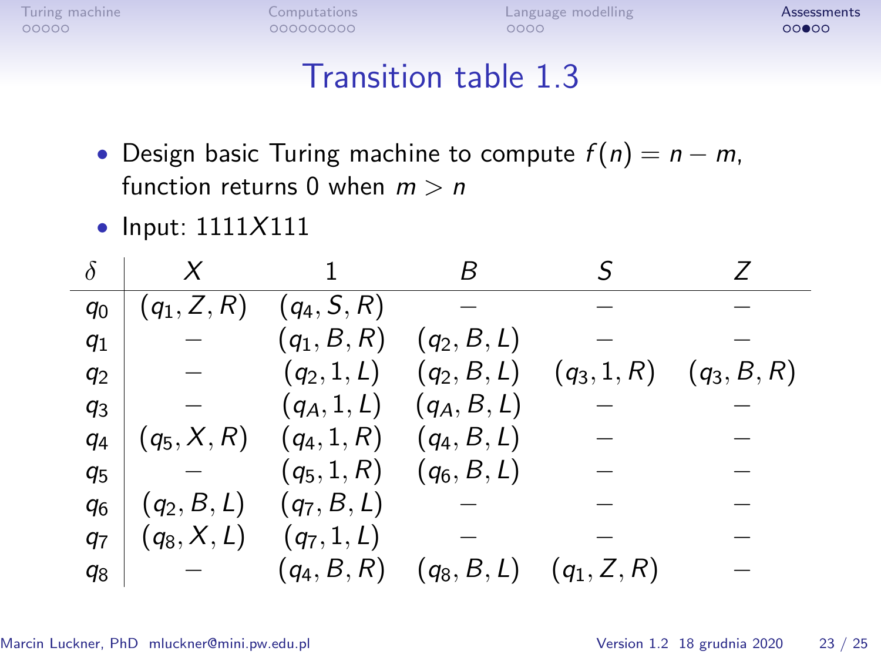# Transition table 1.3

- Design basic Turing machine to compute $f(n) = n - m$, function returns 0 when $m > n$
- Input: $1111X111$

| $\delta$ | $X$ | $1$ | $B$ | $S$ | $Z$ |
|---|---|---|---|---|---|
| $q_0$ | $(q_1, Z, R)$ | $(q_4, S, R)$ | $-$ | $-$ | $-$ |
| $q_1$ | $-$ | $(q_1, B, R)$ | $(q_2, B, L)$ | $-$ | $-$ |
| $q_2$ | $-$ | $(q_2, 1, L)$ | $(q_2, B, L)$ | $(q_3, 1, R)$ | $(q_3, B, R)$ |
| $q_3$ | $-$ | $(q_A, 1, L)$ | $(q_A, B, L)$ | $-$ | $-$ |
| $q_4$ | $(q_5, X, R)$ | $(q_4, 1, R)$ | $(q_4, B, L)$ | $-$ | $-$ |
| $q_5$ | $-$ | $(q_5, 1, R)$ | $(q_6, B, L)$ | $-$ | $-$ |
| $q_6$ | $(q_2, B, L)$ | $(q_7, B, L)$ | $-$ | $-$ | $-$ |
| $q_7$ | $(q_8, X, L)$ | $(q_7, 1, L)$ | $-$ | $-$ | $-$ |
| $q_8$ | $-$ | $(q_4, B, R)$ | $(q_8, B, L)$ | $(q_1, Z, R)$ | $-$ |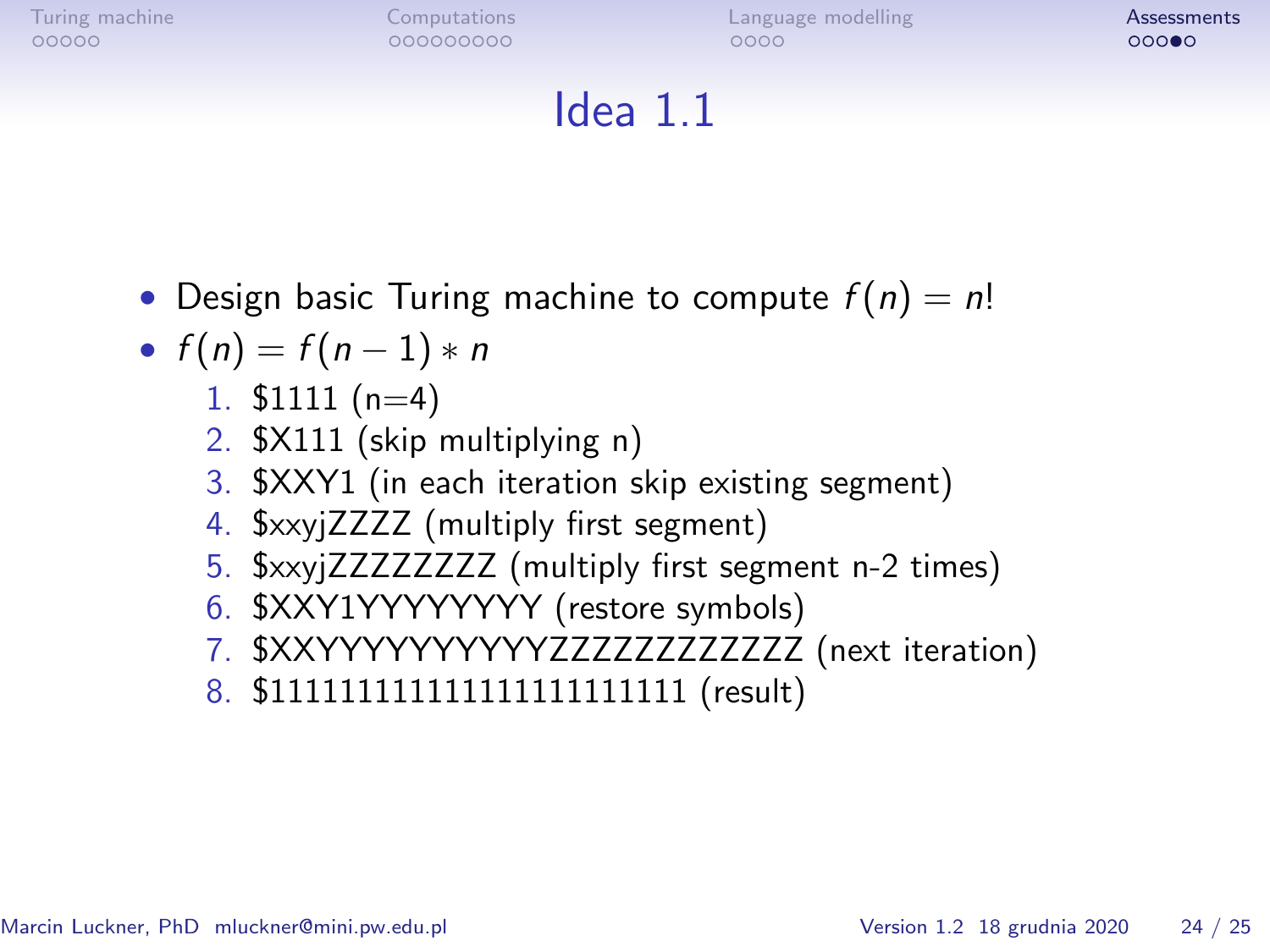# Idea 1.1

- Design basic Turing machine to compute $f(n) = n!$
- $f(n) = f(n-1) * n$
  1. $1111 (n=4)
  2. $X111 (skip multiplying n)
  3. $XXY1 (in each iteration skip existing segment)
  4. $xxyjZZZZ (multiply first segment)
  5. $xxyjZZZZZZZZ (multiply first segment n-2 times)
  6. $XXY1YYYYYYYY (restore symbols)
  7. $XXYYYYYYYYYYZZZZZZZZZZZZ (next iteration)
  8. $111111111111111111111111 (result)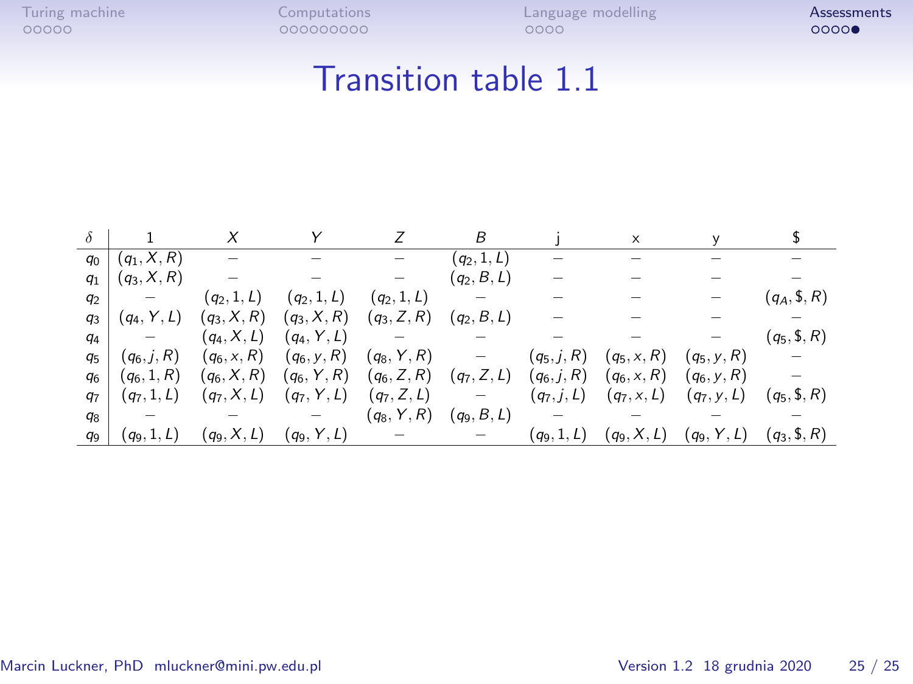# Transition table 1.1

| $\delta$ | 1 | $X$ | $Y$ | $Z$ | $B$ | j | x | y | \$ |
|---|---|---|---|---|---|---|---|---|---|
| $q_0$ | $(q_1, X, R)$ | – | – | – | $(q_2, 1, L)$ | – | – | – | – |
| $q_1$ | $(q_3, X, R)$ | – | – | – | $(q_2, B, L)$ | – | – | – | – |
| $q_2$ | – | $(q_2, 1, L)$ | $(q_2, 1, L)$ | $(q_2, 1, L)$ | – | – | – | – | $(q_A, \$, R)$ |
| $q_3$ | $(q_4, Y, L)$ | $(q_3, X, R)$ | $(q_3, X, R)$ | $(q_3, Z, R)$ | $(q_2, B, L)$ | – | – | – | – |
| $q_4$ | – | $(q_4, X, L)$ | $(q_4, Y, L)$ | – | – | – | – | – | $(q_5, \$, R)$ |
| $q_5$ | $(q_6, j, R)$ | $(q_6, x, R)$ | $(q_6, y, R)$ | $(q_8, Y, R)$ | – | $(q_5, j, R)$ | $(q_5, x, R)$ | $(q_5, y, R)$ | – |
| $q_6$ | $(q_6, 1, R)$ | $(q_6, X, R)$ | $(q_6, Y, R)$ | $(q_6, Z, R)$ | $(q_7, Z, L)$ | $(q_6, j, R)$ | $(q_6, x, R)$ | $(q_6, y, R)$ | – |
| $q_7$ | $(q_7, 1, L)$ | $(q_7, X, L)$ | $(q_7, Y, L)$ | $(q_7, Z, L)$ | – | $(q_7, j, L)$ | $(q_7, x, L)$ | $(q_7, y, L)$ | $(q_5, \$, R)$ |
| $q_8$ | – | – | – | $(q_8, Y, R)$ | $(q_9, B, L)$ | – | – | – | – |
| $q_9$ | $(q_9, 1, L)$ | $(q_9, X, L)$ | $(q_9, Y, L)$ | – | – | $(q_9, 1, L)$ | $(q_9, X, L)$ | $(q_9, Y, L)$ | $(q_3, \$, R)$ |